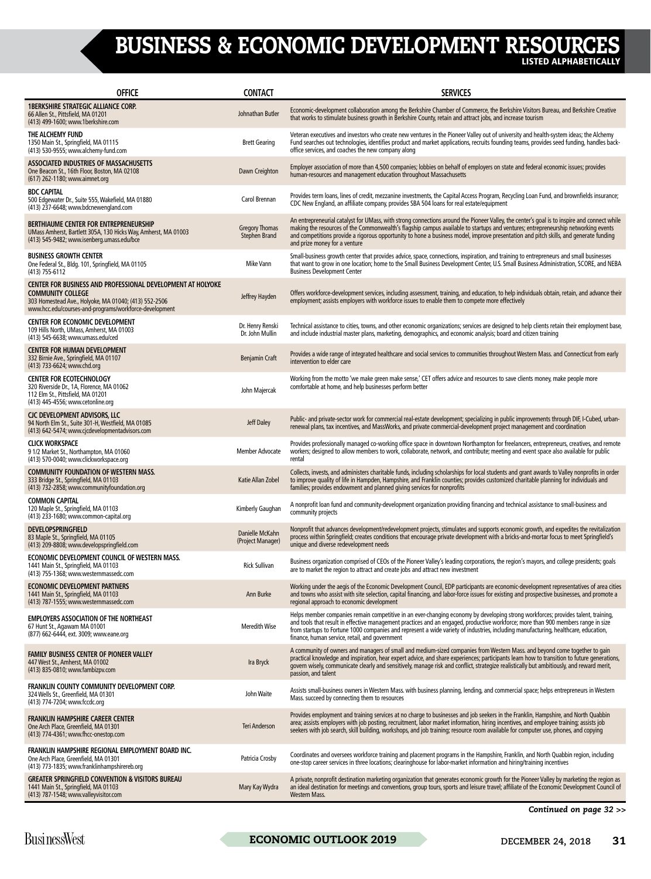# BUSINESS & ECONOMIC DEVELOPMENT RESOURCES

**LISTED ALPHABETICALLY**

| OFFICE | CONTACT | SERVICES |
|---|---|---|
| **1BERKSHIRE STRATEGIC ALLIANCE CORP.**<br>66 Allen St., Pittsfield, MA 01201<br>(413) 499-1600; www.1berkshire.com | Johnathan Butler | Economic-development collaboration among the Berkshire Chamber of Commerce, the Berkshire Visitors Bureau, and Berkshire Creative that works to stimulate business growth in Berkshire County, retain and attract jobs, and increase tourism |
| **THE ALCHEMY FUND**<br>1350 Main St., Springfield, MA 01115<br>(413) 530-9555; www.alchemy-fund.com | Brett Gearing | Veteran executives and investors who create new ventures in the Pioneer Valley out of university and health-system ideas; the Alchemy Fund searches out technologies, identifies product and market applications, recruits founding teams, provides seed funding, handles back-office services, and coaches the new company along |
| **ASSOCIATED INDUSTRIES OF MASSACHUSETTS**<br>One Beacon St., 16th Floor, Boston, MA 02108<br>(617) 262-1180; www.aimnet.org | Dawn Creighton | Employer association of more than 4,500 companies; lobbies on behalf of employers on state and federal economic issues; provides human-resources and management education throughout Massachusetts |
| **BDC CAPITAL**<br>500 Edgewater Dr., Suite 555, Wakefield, MA 01880<br>(413) 237-6648; www.bdcnewengland.com | Carol Brennan | Provides term loans, lines of credit, mezzanine investments, the Capital Access Program, Recycling Loan Fund, and brownfields insurance; CDC New England, an affiliate company, provides SBA 504 loans for real estate/equipment |
| **BERTHIAUME CENTER FOR ENTREPRENEURSHIP**<br>UMass Amherst, Bartlett 305A, 130 Hicks Way, Amherst, MA 01003<br>(413) 545-9482; www.isenberg.umass.edu/bce | Gregory Thomas<br>Stephen Brand | An entrepreneurial catalyst for UMass, with strong connections around the Pioneer Valley, the center's goal is to inspire and connect while making the resources of the Commonwealth's flagship campus available to startups and ventures; entrepreneurship networking events and competitions provide a rigorous opportunity to hone a business model, improve presentation and pitch skills, and generate funding and prize money for a venture |
| **BUSINESS GROWTH CENTER**<br>One Federal St., Bldg. 101, Springfield, MA 01105<br>(413) 755-6112 | Mike Vann | Small-business growth center that provides advice, space, connections, inspiration, and training to entrepreneurs and small businesses that want to grow in one location; home to the Small Business Development Center, U.S. Small Business Administration, SCORE, and NEBA Business Development Center |
| **CENTER FOR BUSINESS AND PROFESSIONAL DEVELOPMENT AT HOLYOKE COMMUNITY COLLEGE**<br>303 Homestead Ave., Holyoke, MA 01040; (413) 552-2506<br>www.hcc.edu/courses-and-programs/workforce-development | Jeffrey Hayden | Offers workforce-development services, including assessment, training, and education, to help individuals obtain, retain, and advance their employment; assists employers with workforce issues to enable them to compete more effectively |
| **CENTER FOR ECONOMIC DEVELOPMENT**<br>109 Hills North, UMass, Amherst, MA 01003<br>(413) 545-6638; www.umass.edu/ced | Dr. Henry Renski<br>Dr. John Mullin | Technical assistance to cities, towns, and other economic organizations; services are designed to help clients retain their employment base, and include industrial master plans, marketing, demographics, and economic analysis; board and citizen training |
| **CENTER FOR HUMAN DEVELOPMENT**<br>332 Birnie Ave., Springfield, MA 01107<br>(413) 733-6624; www.chd.org | Benjamin Craft | Provides a wide range of integrated healthcare and social services to communities throughout Western Mass. and Connecticut from early intervention to elder care |
| **CENTER FOR ECOTECHNOLOGY**<br>320 Riverside Dr., 1A, Florence, MA 01062<br>112 Elm St., Pittsfield, MA 01201<br>(413) 445-4556; www.cetonline.org | John Majercak | Working from the motto 'we make green make sense,' CET offers advice and resources to save clients money, make people more comfortable at home, and help businesses perform better |
| **CJC DEVELOPMENT ADVISORS, LLC**<br>94 North Elm St., Suite 301-H, Westfield, MA 01085<br>(413) 642-5474; www.cjcdevelopmentadvisors.com | Jeff Daley | Public- and private-sector work for commercial real-estate development; specializing in public improvements through DIF, I-Cubed, urban-renewal plans, tax incentives, and MassWorks, and private commercial-development project management and coordination |
| **CLICK WORKSPACE**<br>9 1/2 Market St., Northampton, MA 01060<br>(413) 570-0040; www.clickworkspace.org | Member Advocate | Provides professionally managed co-working office space in downtown Northampton for freelancers, entrepreneurs, creatives, and remote workers; designed to allow members to work, collaborate, network, and contribute; meeting and event space also available for public rental |
| **COMMUNITY FOUNDATION OF WESTERN MASS.**<br>333 Bridge St., Springfield, MA 01103<br>(413) 732-2858; www.communityfoundation.org | Katie Allan Zobel | Collects, invests, and administers charitable funds, including scholarships for local students and grant awards to Valley nonprofits in order to improve quality of life in Hampden, Hampshire, and Franklin counties; provides customized charitable planning for individuals and families; provides endowment and planned giving services for nonprofits |
| **COMMON CAPITAL**<br>120 Maple St., Springfield, MA 01103<br>(413) 233-1680; www.common-capital.org | Kimberly Gaughan | A nonprofit loan fund and community-development organization providing financing and technical assistance to small-business and community projects |
| **DEVELOPSPRINGFIELD**<br>83 Maple St., Springfield, MA 01105<br>(413) 209-8808; www.developspringfield.com | Danielle McKahn<br>(Project Manager) | Nonprofit that advances development/redevelopment projects, stimulates and supports economic growth, and expedites the revitalization process within Springfield; creates conditions that encourage private development with a bricks-and-mortar focus to meet Springfield's unique and diverse redevelopment needs |
| **ECONOMIC DEVELOPMENT COUNCIL OF WESTERN MASS.**<br>1441 Main St., Springfield, MA 01103<br>(413) 755-1368; www.westernmassedc.com | Rick Sullivan | Business organization comprised of CEOs of the Pioneer Valley's leading corporations, the region's mayors, and college presidents; goals are to market the region to attract and create jobs and attract new investment |
| **ECONOMIC DEVELOPMENT PARTNERS**<br>1441 Main St., Springfield, MA 01103<br>(413) 787-1555; www.westernmassedc.com | Ann Burke | Working under the aegis of the Economic Development Council, EDP participants are economic-development representatives of area cities and towns who assist with site selection, capital financing, and labor-force issues for existing and prospective businesses, and promote a regional approach to economic development |
| **EMPLOYERS ASSOCIATION OF THE NORTHEAST**<br>67 Hunt St., Agawam MA 01001<br>(877) 662-6444, ext. 3009; www.eane.org | Meredith Wise | Helps member companies remain competitive in an ever-changing economy by developing strong workforces; provides talent, training, and tools that result in effective management practices and an engaged, productive workforce; more than 900 members range in size from startups to Fortune 1000 companies and represent a wide variety of industries, including manufacturing, healthcare, education, finance, human service, retail, and government |
| **FAMILY BUSINESS CENTER OF PIONEER VALLEY**<br>447 West St., Amherst, MA 01002<br>(413) 835-0810; www.fambizpv.com | Ira Bryck | A community of owners and managers of small and medium-sized companies from Western Mass. and beyond come together to gain practical knowledge and inspiration, hear expert advice, and share experiences; participants learn how to transition to future generations, govern wisely, communicate clearly and sensitively, manage risk and conflict, strategize realistically but ambitiously, and reward merit, passion, and talent |
| **FRANKLIN COUNTY COMMUNITY DEVELOPMENT CORP.**<br>324 Wells St., Greenfield, MA 01301<br>(413) 774-7204; www.fccdc.org | John Waite | Assists small-business owners in Western Mass. with business planning, lending, and commercial space; helps entrepreneurs in Western Mass. succeed by connecting them to resources |
| **FRANKLIN HAMPSHIRE CAREER CENTER**<br>One Arch Place, Greenfield, MA 01301<br>(413) 774-4361; www.fhcc-onestop.com | Teri Anderson | Provides employment and training services at no charge to businesses and job seekers in the Franklin, Hampshire, and North Quabbin area; assists employers with job posting, recruitment, labor market information, hiring incentives, and employee training; assists job seekers with job search, skill building, workshops, and job training; resource room available for computer use, phones, and copying |
| **FRANKLIN HAMPSHIRE REGIONAL EMPLOYMENT BOARD INC.**<br>One Arch Place, Greenfield, MA 01301<br>(413) 773-1835; www.franklinhampshirereb.org | Patricia Crosby | Coordinates and oversees workforce training and placement programs in the Hampshire, Franklin, and North Quabbin region, including one-stop career services in three locations; clearinghouse for labor-market information and hiring/training incentives |
| **GREATER SPRINGFIELD CONVENTION & VISITORS BUREAU**<br>1441 Main St., Springfield, MA 01103<br>(413) 787-1548; www.valleyvisitor.com | Mary Kay Wydra | A private, nonprofit destination marketing organization that generates economic growth for the Pioneer Valley by marketing the region as an ideal destination for meetings and conventions, group tours, sports and leisure travel; affiliate of the Economic Development Council of Western Mass. |

*Continued on page 32 >>*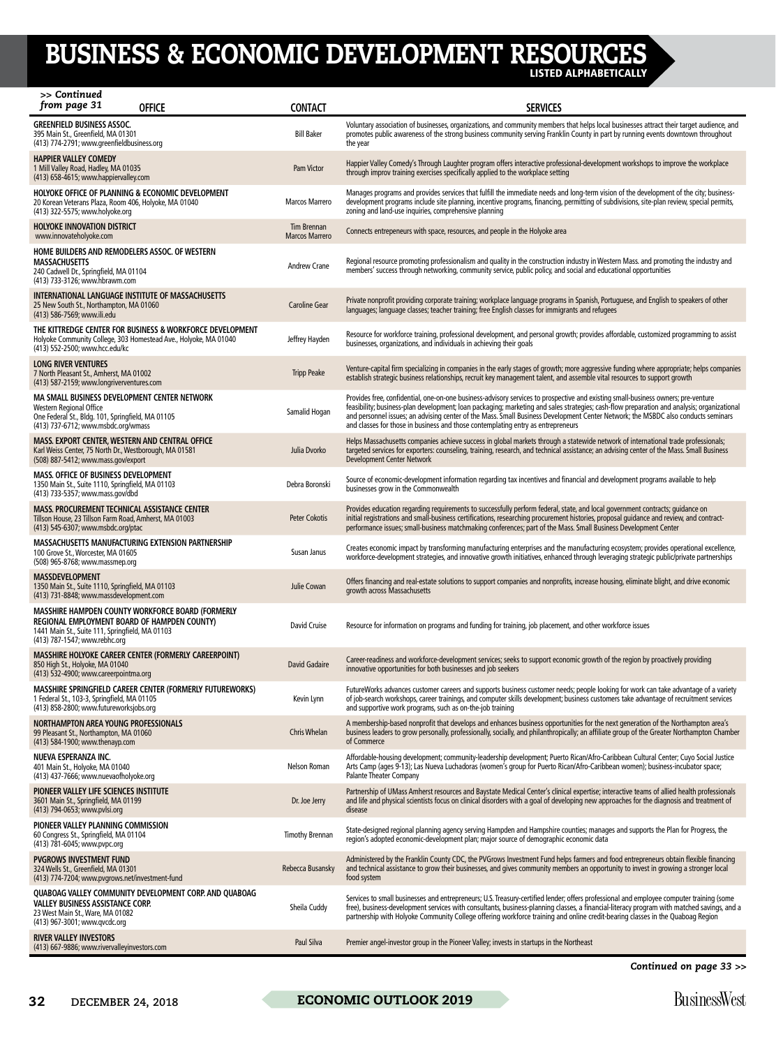# BUSINESS & ECONOMIC DEVELOPMENT RESOURCES
LISTED ALPHABETICALLY

*>> Continued from page 31*

| OFFICE | CONTACT | SERVICES |
|---|---|---|
| **GREENFIELD BUSINESS ASSOC.** 395 Main St., Greenfield, MA 01301 (413) 774-2791; www.greenfieldbusiness.org | Bill Baker | Voluntary association of businesses, organizations, and community members that helps local businesses attract their target audience, and promotes public awareness of the strong business community serving Franklin County in part by running events downtown throughout the year |
| **HAPPIER VALLEY COMEDY** 1 Mill Valley Road, Hadley, MA 01035 (413) 658-4615; www.happiervalley.com | Pam Victor | Happier Valley Comedy's Through Laughter program offers interactive professional-development workshops to improve the workplace through improv training exercises specifically applied to the workplace setting |
| **HOLYOKE OFFICE OF PLANNING & ECONOMIC DEVELOPMENT** 20 Korean Veterans Plaza, Room 406, Holyoke, MA 01040 (413) 322-5575; www.holyoke.org | Marcos Marrero | Manages programs and provides services that fulfill the immediate needs and long-term vision of the development of the city; business-development programs include site planning, incentive programs, financing, permitting of subdivisions, site-plan review, special permits, zoning and land-use inquiries, comprehensive planning |
| **HOLYOKE INNOVATION DISTRICT** www.innovateholyoke.com | Tim Brennan Marcos Marrero | Connects entrepeneurs with space, resources, and people in the Holyoke area |
| **HOME BUILDERS AND REMODELERS ASSOC. OF WESTERN MASSACHUSETTS** 240 Cadwell Dr., Springfield, MA 01104 (413) 733-3126; www.hbrawm.com | Andrew Crane | Regional resource promoting professionalism and quality in the construction industry in Western Mass. and promoting the industry and members' success through networking, community service, public policy, and social and educational opportunities |
| **INTERNATIONAL LANGUAGE INSTITUTE OF MASSACHUSETTS** 25 New South St., Northampton, MA 01060 (413) 586-7569; www.ili.edu | Caroline Gear | Private nonprofit providing corporate training; workplace language programs in Spanish, Portuguese, and English to speakers of other languages; language classes; teacher training; free English classes for immigrants and refugees |
| **THE KITTREDGE CENTER FOR BUSINESS & WORKFORCE DEVELOPMENT** Holyoke Community College, 303 Homestead Ave., Holyoke, MA 01040 (413) 552-2500; www.hcc.edu/kc | Jeffrey Hayden | Resource for workforce training, professional development, and personal growth; provides affordable, customized programming to assist businesses, organizations, and individuals in achieving their goals |
| **LONG RIVER VENTURES** 7 North Pleasant St., Amherst, MA 01002 (413) 587-2159; www.longriverventures.com | Tripp Peake | Venture-capital firm specializing in companies in the early stages of growth; more aggressive funding where appropriate; helps companies establish strategic business relationships, recruit key management talent, and assemble vital resources to support growth |
| **MA SMALL BUSINESS DEVELOPMENT CENTER NETWORK** Western Regional Office One Federal St., Bldg. 101, Springfield, MA 01105 (413) 737-6712; www.msbdc.org/wmass | Samalid Hogan | Provides free, confidential, one-on-one business-advisory services to prospective and existing small-business owners; pre-venture feasibility; business-plan development; loan packaging; marketing and sales strategies; cash-flow preparation and analysis; organizational and personnel issues; an advising center of the Mass. Small Business Development Center Network; the MSBDC also conducts seminars and classes for those in business and those contemplating entry as entrepreneurs |
| **MASS. EXPORT CENTER, WESTERN AND CENTRAL OFFICE** Karl Weiss Center, 75 North Dr., Westborough, MA 01581 (508) 887-5412; www.mass.gov/export | Julia Dvorko | Helps Massachusetts companies achieve success in global markets through a statewide network of international trade professionals; targeted services for exporters: counseling, training, research, and technical assistance; an advising center of the Mass. Small Business Development Center Network |
| **MASS. OFFICE OF BUSINESS DEVELOPMENT** 1350 Main St., Suite 1110, Springfield, MA 01103 (413) 733-5357; www.mass.gov/dbd | Debra Boronski | Source of economic-development information regarding tax incentives and financial and development programs available to help businesses grow in the Commonwealth |
| **MASS. PROCUREMENT TECHNICAL ASSISTANCE CENTER** Tillson House, 23 Tillson Farm Road, Amherst, MA 01003 (413) 545-6307; www.msbdc.org/ptac | Peter Cokotis | Provides education regarding requirements to successfully perform federal, state, and local government contracts; guidance on initial registrations and small-business certifications, researching procurement histories, proposal guidance and review, and contract-performance issues; small-business matchmaking conferences; part of the Mass. Small Business Development Center |
| **MASSACHUSETTS MANUFACTURING EXTENSION PARTNERSHIP** 100 Grove St., Worcester, MA 01605 (508) 965-8768; www.massmep.org | Susan Janus | Creates economic impact by transforming manufacturing enterprises and the manufacturing ecosystem; provides operational excellence, workforce-development strategies, and innovative growth initiatives, enhanced through leveraging strategic public/private partnerships |
| **MASSDEVELOPMENT** 1350 Main St., Suite 1110, Springfield, MA 01103 (413) 731-8848; www.massdevelopment.com | Julie Cowan | Offers financing and real-estate solutions to support companies and nonprofits, increase housing, eliminate blight, and drive economic growth across Massachusetts |
| **MASSHIRE HAMPDEN COUNTY WORKFORCE BOARD (FORMERLY REGIONAL EMPLOYMENT BOARD OF HAMPDEN COUNTY)** 1441 Main St., Suite 111, Springfield, MA 01103 (413) 787-1547; www.rebhc.org | David Cruise | Resource for information on programs and funding for training, job placement, and other workforce issues |
| **MASSHIRE HOLYOKE CAREER CENTER (FORMERLY CAREERPOINT)** 850 High St., Holyoke, MA 01040 (413) 532-4900; www.careerpointma.org | David Gadaire | Career-readiness and workforce-development services; seeks to support economic growth of the region by proactively providing innovative opportunities for both businesses and job seekers |
| **MASSHIRE SPRINGFIELD CAREER CENTER (FORMERLY FUTUREWORKS)** 1 Federal St., 103-3, Springfield, MA 01105 (413) 858-2800; www.futureworksjobs.org | Kevin Lynn | FutureWorks advances customer careers and supports business customer needs; people looking for work can take advantage of a variety of job-search workshops, career trainings, and computer skills development; business customers take advantage of recruitment services and supportive work programs, such as on-the-job training |
| **NORTHAMPTON AREA YOUNG PROFESSIONALS** 99 Pleasant St., Northampton, MA 01060 (413) 584-1900; www.thenayp.com | Chris Whelan | A membership-based nonprofit that develops and enhances business opportunities for the next generation of the Northampton area's business leaders to grow personally, professionally, socially, and philanthropically; an affiliate group of the Greater Northampton Chamber of Commerce |
| **NUEVA ESPERANZA INC.** 401 Main St., Holyoke, MA 01040 (413) 437-7666; www.nuevaofholyoke.org | Nelson Roman | Affordable-housing development; community-leadership development; Puerto Rican/Afro-Caribbean Cultural Center; Cuyo Social Justice Arts Camp (ages 9-13); Las Nueva Luchadoras (women's group for Puerto Rican/Afro-Caribbean women); business-incubator space; Palante Theater Company |
| **PIONEER VALLEY LIFE SCIENCES INSTITUTE** 3601 Main St., Springfield, MA 01199 (413) 794-0653; www.pvlsi.org | Dr. Joe Jerry | Partnership of UMass Amherst resources and Baystate Medical Center's clinical expertise; interactive teams of allied health professionals and life and physical scientists focus on clinical disorders with a goal of developing new approaches for the diagnosis and treatment of disease |
| **PIONEER VALLEY PLANNING COMMISSION** 60 Congress St., Springfield, MA 01104 (413) 781-6045; www.pvpc.org | Timothy Brennan | State-designed regional planning agency serving Hampden and Hampshire counties; manages and supports the Plan for Progress, the region's adopted economic-development plan; major source of demographic economic data |
| **PVGROWS INVESTMENT FUND** 324 Wells St., Greenfield, MA 01301 (413) 774-7204; www.pvgrows.net/investment-fund | Rebecca Busansky | Administered by the Franklin County CDC, the PVGrows Investment Fund helps farmers and food entrepreneurs obtain flexible financing and technical assistance to grow their businesses, and gives community members an opportunity to invest in growing a stronger local food system |
| **QUABOAG VALLEY COMMUNITY DEVELOPMENT CORP. AND QUABOAG VALLEY BUSINESS ASSISTANCE CORP.** 23 West Main St., Ware, MA 01082 (413) 967-3001; www.qvcdc.org | Sheila Cuddy | Services to small businesses and entrepreneurs; U.S. Treasury-certified lender; offers professional and employee computer training (some free), business-development services with consultants, business-planning classes, a financial-literacy program with matched savings, and a partnership with Holyoke Community College offering workforce training and online credit-bearing classes in the Quaboag Region |
| **RIVER VALLEY INVESTORS** (413) 667-9886; www.rivervalleyinvestors.com | Paul Silva | Premier angel-investor group in the Pioneer Valley; invests in startups in the Northeast |

*Continued on page 33 >>*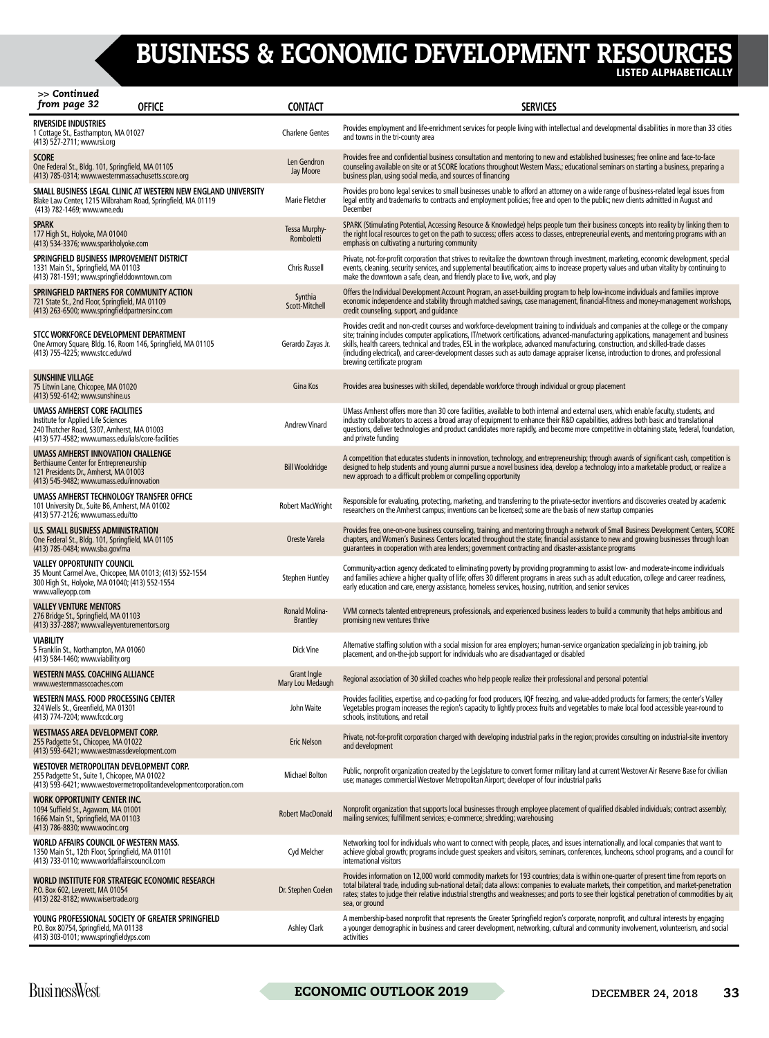# BUSINESS & ECONOMIC DEVELOPMENT RESOURCES

LISTED ALPHABETICALLY

*>> Continued from page 32*

| OFFICE | CONTACT | SERVICES |
|---|---|---|
| **RIVERSIDE INDUSTRIES** 1 Cottage St., Easthampton, MA 01027 (413) 527-2711; www.rsi.org | Charlene Gentes | Provides employment and life-enrichment services for people living with intellectual and developmental disabilities in more than 33 cities and towns in the tri-county area |
| **SCORE** One Federal St., Bldg. 101, Springfield, MA 01105 (413) 785-0314; www.westernmassachusetts.score.org | Len Gendron Jay Moore | Provides free and confidential business consultation and mentoring to new and established businesses; free online and face-to-face counseling available on site or at SCORE locations throughout Western Mass.; educational seminars on starting a business, preparing a business plan, using social media, and sources of financing |
| **SMALL BUSINESS LEGAL CLINIC AT WESTERN NEW ENGLAND UNIVERSITY** Blake Law Center, 1215 Wilbraham Road, Springfield, MA 01119 (413) 782-1469; www.wne.edu | Marie Fletcher | Provides pro bono legal services to small businesses unable to afford an attorney on a wide range of business-related legal issues from legal entity and trademarks to contracts and employment policies; free and open to the public; new clients admitted in August and December |
| **SPARK** 177 High St., Holyoke, MA 01040 (413) 534-3376; www.sparkholyoke.com | Tessa Murphy-Romboletti | SPARK (Stimulating Potential, Accessing Resource & Knowledge) helps people turn their business concepts into reality by linking them to the right local resources to get on the path to success; offers access to classes, entrepreneurial events, and mentoring programs with an emphasis on cultivating a nurturing community |
| **SPRINGFIELD BUSINESS IMPROVEMENT DISTRICT** 1331 Main St., Springfield, MA 01103 (413) 781-1591; www.springfielddowntown.com | Chris Russell | Private, not-for-profit corporation that strives to revitalize the downtown through investment, marketing, economic development, special events, cleaning, security services, and supplemental beautification; aims to increase property values and urban vitality by continuing to make the downtown a safe, clean, and friendly place to live, work, and play |
| **SPRINGFIELD PARTNERS FOR COMMUNITY ACTION** 721 State St., 2nd Floor, Springfield, MA 01109 (413) 263-6500; www.springfieldpartnersinc.com | Synthia Scott-Mitchell | Offers the Individual Development Account Program, an asset-building program to help low-income individuals and families improve economic independence and stability through matched savings, case management, financial-fitness and money-management workshops, credit counseling, support, and guidance |
| **STCC WORKFORCE DEVELOPMENT DEPARTMENT** One Armory Square, Bldg. 16, Room 146, Springfield, MA 01105 (413) 755-4225; www.stcc.edu/wd | Gerardo Zayas Jr. | Provides credit and non-credit courses and workforce-development training to individuals and companies at the college or the company site; training includes computer applications, IT/network certifications, advanced-manufacturing applications, management and business skills, health careers, technical and trades, ESL in the workplace, advanced manufacturing, construction, and skilled-trade classes (including electrical), and career-development classes such as auto damage appraiser license, introduction to drones, and professional brewing certificate program |
| **SUNSHINE VILLAGE** 75 Litwin Lane, Chicopee, MA 01020 (413) 592-6142; www.sunshine.us | Gina Kos | Provides area businesses with skilled, dependable workforce through individual or group placement |
| **UMASS AMHERST CORE FACILITIES** Institute for Applied Life Sciences 240 Thatcher Road, S307, Amherst, MA 01003 (413) 577-4582; www.umass.edu/ials/core-facilities | Andrew Vinard | UMass Amherst offers more than 30 core facilities, available to both internal and external users, which enable faculty, students, and industry collaborators to access a broad array of equipment to enhance their R&D capabilities, address both basic and translational questions, deliver technologies and product candidates more rapidly, and become more competitive in obtaining state, federal, foundation, and private funding |
| **UMASS AMHERST INNOVATION CHALLENGE** Berthiaume Center for Entrepreneurship 121 Presidents Dr., Amherst, MA 01003 (413) 545-9482; www.umass.edu/innovation | Bill Wooldridge | A competition that educates students in innovation, technology, and entrepreneurship; through awards of significant cash, competition is designed to help students and young alumni pursue a novel business idea, develop a technology into a marketable product, or realize a new approach to a difficult problem or compelling opportunity |
| **UMASS AMHERST TECHNOLOGY TRANSFER OFFICE** 101 University Dr., Suite B6, Amherst, MA 01002 (413) 577-2126; www.umass.edu/tto | Robert MacWright | Responsible for evaluating, protecting, marketing, and transferring to the private-sector inventions and discoveries created by academic researchers on the Amherst campus; inventions can be licensed; some are the basis of new startup companies |
| **U.S. SMALL BUSINESS ADMINISTRATION** One Federal St., Bldg. 101, Springfield, MA 01105 (413) 785-0484; www.sba.gov/ma | Oreste Varela | Provides free, one-on-one business counseling, training, and mentoring through a network of Small Business Development Centers, SCORE chapters, and Women's Business Centers located throughout the state; financial assistance to new and growing businesses through loan guarantees in cooperation with area lenders; government contracting and disaster-assistance programs |
| **VALLEY OPPORTUNITY COUNCIL** 35 Mount Carmel Ave., Chicopee, MA 01013; (413) 552-1554 300 High St., Holyoke, MA 01040; (413) 552-1554 www.valleyopp.com | Stephen Huntley | Community-action agency dedicated to eliminating poverty by providing programming to assist low- and moderate-income individuals and families achieve a higher quality of life; offers 30 different programs in areas such as adult education, college and career readiness, early education and care, energy assistance, homeless services, housing, nutrition, and senior services |
| **VALLEY VENTURE MENTORS** 276 Bridge St., Springfield, MA 01103 (413) 337-2887; www.valleyventurementors.org | Ronald Molina-Brantley | VVM connects talented entrepreneurs, professionals, and experienced business leaders to build a community that helps ambitious and promising new ventures thrive |
| **VIABILITY** 5 Franklin St., Northampton, MA 01060 (413) 584-1460; www.viability.org | Dick Vine | Alternative staffing solution with a social mission for area employers; human-service organization specializing in job training, job placement, and on-the-job support for individuals who are disadvantaged or disabled |
| **WESTERN MASS. COACHING ALLIANCE** www.westernmasscoaches.com | Grant Ingle Mary Lou Medaugh | Regional association of 30 skilled coaches who help people realize their professional and personal potential |
| **WESTERN MASS. FOOD PROCESSING CENTER** 324 Wells St., Greenfield, MA 01301 (413) 774-7204; www.fccdc.org | John Waite | Provides facilities, expertise, and co-packing for food producers, IQF freezing, and value-added products for farmers; the center's Valley Vegetables program increases the region's capacity to lightly process fruits and vegetables to make local food accessible year-round to schools, institutions, and retail |
| **WESTMASS AREA DEVELOPMENT CORP.** 255 Padgette St., Chicopee, MA 01022 (413) 593-6421; www.westmassdevelopment.com | Eric Nelson | Private, not-for-profit corporation charged with developing industrial parks in the region; provides consulting on industrial-site inventory and development |
| **WESTOVER METROPOLITAN DEVELOPMENT CORP.** 255 Padgette St., Suite 1, Chicopee, MA 01022 (413) 593-6421; www.westovermetropolitandevelopmentcorporation.com | Michael Bolton | Public, nonprofit organization created by the Legislature to convert former military land at current Westover Air Reserve Base for civilian use; manages commercial Westover Metropolitan Airport; developer of four industrial parks |
| **WORK OPPORTUNITY CENTER INC.** 1094 Suffield St., Agawam, MA 01001 1666 Main St., Springfield, MA 01103 (413) 786-8830; www.wocinc.org | Robert MacDonald | Nonprofit organization that supports local businesses through employee placement of qualified disabled individuals; contract assembly; mailing services; fulfillment services; e-commerce; shredding; warehousing |
| **WORLD AFFAIRS COUNCIL OF WESTERN MASS.** 1350 Main St., 12th Floor, Springfield, MA 01101 (413) 733-0110; www.worldaffairscouncil.com | Cyd Melcher | Networking tool for individuals who want to connect with people, places, and issues internationally, and local companies that want to achieve global growth; programs include guest speakers and visitors, seminars, conferences, luncheons, school programs, and a council for international visitors |
| **WORLD INSTITUTE FOR STRATEGIC ECONOMIC RESEARCH** P.O. Box 602, Leverett, MA 01054 (413) 282-8182; www.wisertrade.org | Dr. Stephen Coelen | Provides information on 12,000 world commodity markets for 193 countries; data is within one-quarter of present time from reports on total bilateral trade, including sub-national detail; data allows: companies to evaluate markets, their competition, and market-penetration rates; states to judge their relative industrial strengths and weaknesses; and ports to see their logistical penetration of commodities by air, sea, or ground |
| **YOUNG PROFESSIONAL SOCIETY OF GREATER SPRINGFIELD** P.O. Box 80754, Springfield, MA 01138 (413) 303-0101; www.springfieldyps.com | Ashley Clark | A membership-based nonprofit that represents the Greater Springfield region's corporate, nonprofit, and cultural interests by engaging a younger demographic in business and career development, networking, cultural and community involvement, volunteerism, and social activities |